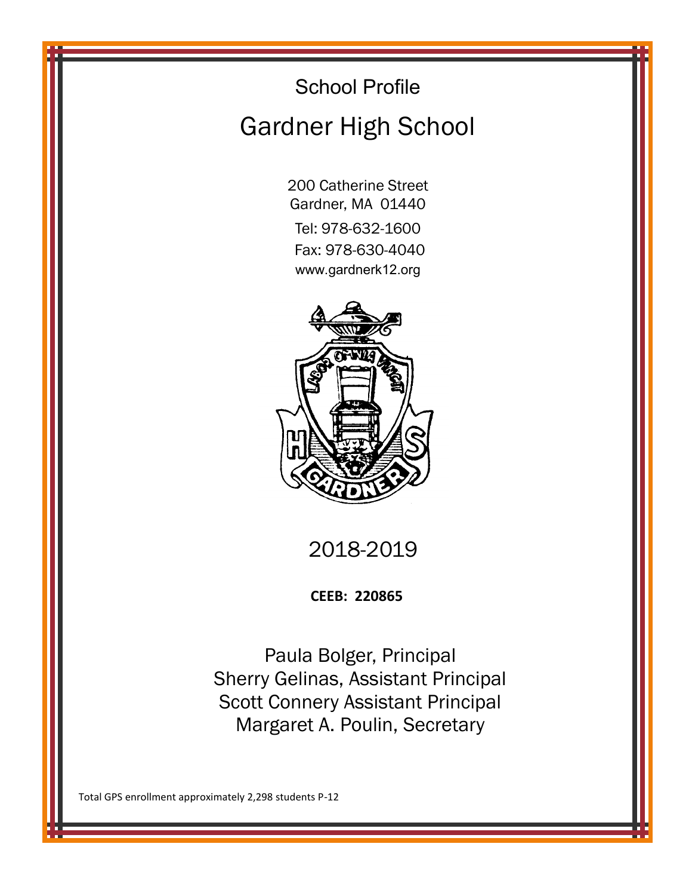School Profile

# Gardner High School

200 Catherine Street
Gardner, MA 01440

Tel: 978-632-1600

Fax: 978-630-4040

www.gardnerk12.org

2018-2019

**CEEB: 220865**

Paula Bolger, Principal
Sherry Gelinas, Assistant Principal
Scott Connery Assistant Principal
Margaret A. Poulin, Secretary

Total GPS enrollment approximately 2,298 students P-12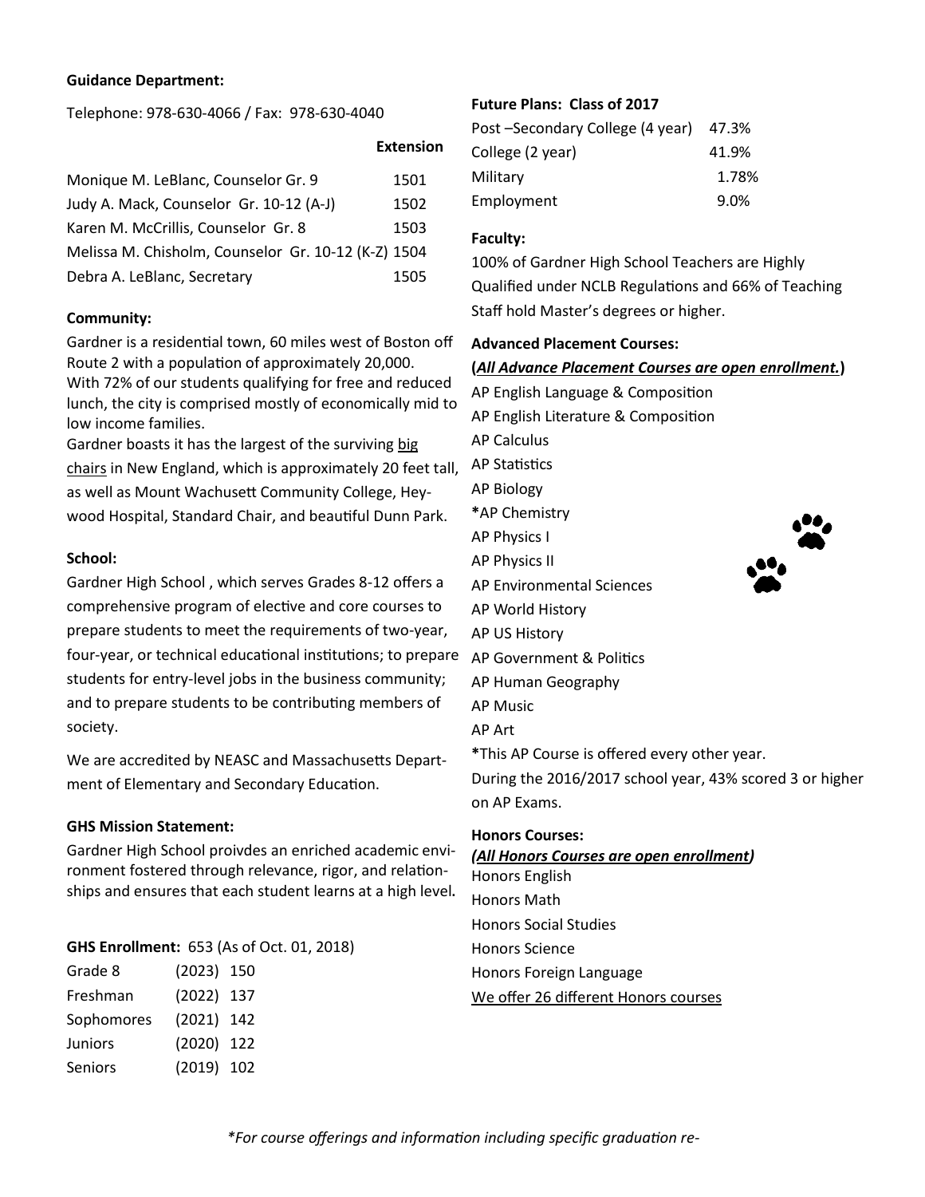**Guidance Department:**

Telephone: 978-630-4066 / Fax: 978-630-4040

| | Extension |
|---|---|
| Monique M. LeBlanc, Counselor Gr. 9 | 1501 |
| Judy A. Mack, Counselor Gr. 10-12 (A-J) | 1502 |
| Karen M. McCrillis, Counselor Gr. 8 | 1503 |
| Melissa M. Chisholm, Counselor Gr. 10-12 (K-Z) | 1504 |
| Debra A. LeBlanc, Secretary | 1505 |

**Community:**

Gardner is a residential town, 60 miles west of Boston off Route 2 with a population of approximately 20,000. With 72% of our students qualifying for free and reduced lunch, the city is comprised mostly of economically mid to low income families.

Gardner boasts it has the largest of the surviving big chairs in New England, which is approximately 20 feet tall, as well as Mount Wachusett Community College, Heywood Hospital, Standard Chair, and beautiful Dunn Park.

**School:**

Gardner High School , which serves Grades 8-12 offers a comprehensive program of elective and core courses to prepare students to meet the requirements of two-year, four-year, or technical educational institutions; to prepare students for entry-level jobs in the business community; and to prepare students to be contributing members of society.

We are accredited by NEASC and Massachusetts Department of Elementary and Secondary Education.

**GHS Mission Statement:**

Gardner High School proivdes an enriched academic environment fostered through relevance, rigor, and relationships and ensures that each student learns at a high level.

**GHS Enrollment:** 653 (As of Oct. 01, 2018)

| | | |
|---|---|---|
| Grade 8 | (2023) | 150 |
| Freshman | (2022) | 137 |
| Sophomores | (2021) | 142 |
| Juniors | (2020) | 122 |
| Seniors | (2019) | 102 |

**Future Plans: Class of 2017**

| | |
|---|---|
| Post –Secondary College (4 year) | 47.3% |
| College (2 year) | 41.9% |
| Military | 1.78% |
| Employment | 9.0% |

**Faculty:**

100% of Gardner High School Teachers are Highly Qualified under NCLB Regulations and 66% of Teaching Staff hold Master's degrees or higher.

**Advanced Placement Courses:**

**(*All Advance Placement Courses are open enrollment.*)**

AP English Language & Composition
AP English Literature & Composition
AP Calculus
AP Statistics
AP Biology
**\***AP Chemistry
AP Physics I
AP Physics II
AP Environmental Sciences
AP World History
AP US History
AP Government & Politics
AP Human Geography
AP Music
AP Art

**\***This AP Course is offered every other year.

During the 2016/2017 school year, 43% scored 3 or higher on AP Exams.

**Honors Courses:**

***(All Honors Courses are open enrollment)***

Honors English
Honors Math
Honors Social Studies
Honors Science
Honors Foreign Language
We offer 26 different Honors courses

*\*For course offerings and information including specific graduation re-*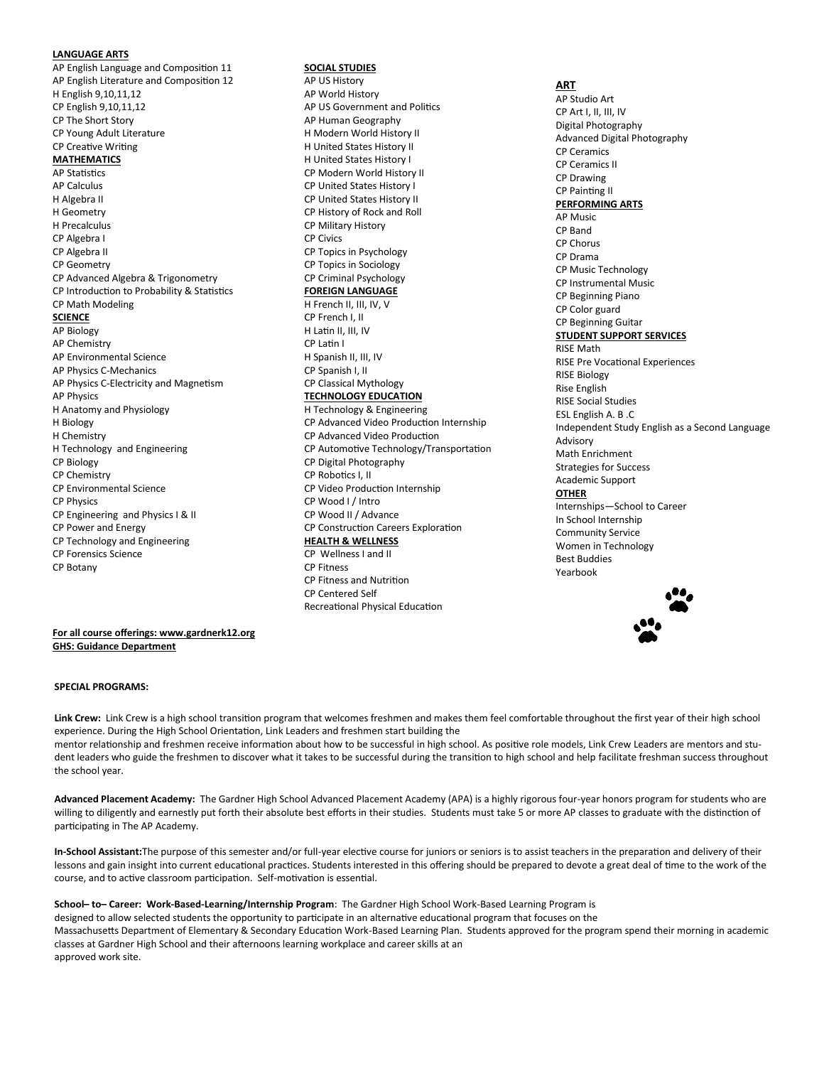**LANGUAGE ARTS**

AP English Language and Composition 11
AP English Literature and Composition 12
H English 9,10,11,12
CP English 9,10,11,12
CP The Short Story
CP Young Adult Literature
CP Creative Writing

**MATHEMATICS**

AP Statistics
AP Calculus
H Algebra II
H Geometry
H Precalculus
CP Algebra I
CP Algebra II
CP Geometry
CP Advanced Algebra & Trigonometry
CP Introduction to Probability & Statistics
CP Math Modeling

**SCIENCE**

AP Biology
AP Chemistry
AP Environmental Science
AP Physics C-Mechanics
AP Physics C-Electricity and Magnetism
AP Physics
H Anatomy and Physiology
H Biology
H Chemistry
H Technology and Engineering
CP Biology
CP Chemistry
CP Environmental Science
CP Physics
CP Engineering and Physics I & II
CP Power and Energy
CP Technology and Engineering
CP Forensics Science
CP Botany

**SOCIAL STUDIES**

AP US History
AP World History
AP US Government and Politics
AP Human Geography
H Modern World History II
H United States History II
H United States History I
CP Modern World History II
CP United States History I
CP United States History II
CP History of Rock and Roll
CP Military History
CP Civics
CP Topics in Psychology
CP Topics in Sociology
CP Criminal Psychology

**FOREIGN LANGUAGE**

H French II, III, IV, V
CP French I, II
H Latin II, III, IV
CP Latin I
H Spanish II, III, IV
CP Spanish I, II
CP Classical Mythology

**TECHNOLOGY EDUCATION**

H Technology & Engineering
CP Advanced Video Production Internship
CP Advanced Video Production
CP Automotive Technology/Transportation
CP Digital Photography
CP Robotics I, II
CP Video Production Internship
CP Wood I / Intro
CP Wood II / Advance
CP Construction Careers Exploration

**HEALTH & WELLNESS**

CP Wellness I and II
CP Fitness
CP Fitness and Nutrition
CP Centered Self
Recreational Physical Education

**ART**

AP Studio Art
CP Art I, II, III, IV
Digital Photography
Advanced Digital Photography
CP Ceramics
CP Ceramics II
CP Drawing
CP Painting II

**PERFORMING ARTS**

AP Music
CP Band
CP Chorus
CP Drama
CP Music Technology
CP Instrumental Music
CP Beginning Piano
CP Color guard
CP Beginning Guitar

**STUDENT SUPPORT SERVICES**

RISE Math
RISE Pre Vocational Experiences
RISE Biology
Rise English
RISE Social Studies
ESL English A. B .C
Independent Study English as a Second Language
Advisory
Math Enrichment
Strategies for Success
Academic Support

**OTHER**

Internships—School to Career
In School Internship
Community Service
Women in Technology
Best Buddies
Yearbook

**For all course offerings: www.gardnerk12.org**
**GHS: Guidance Department**

**SPECIAL PROGRAMS:**

**Link Crew:** Link Crew is a high school transition program that welcomes freshmen and makes them feel comfortable throughout the first year of their high school experience. During the High School Orientation, Link Leaders and freshmen start building the mentor relationship and freshmen receive information about how to be successful in high school. As positive role models, Link Crew Leaders are mentors and student leaders who guide the freshmen to discover what it takes to be successful during the transition to high school and help facilitate freshman success throughout the school year.

**Advanced Placement Academy:** The Gardner High School Advanced Placement Academy (APA) is a highly rigorous four-year honors program for students who are willing to diligently and earnestly put forth their absolute best efforts in their studies. Students must take 5 or more AP classes to graduate with the distinction of participating in The AP Academy.

**In-School Assistant:** The purpose of this semester and/or full-year elective course for juniors or seniors is to assist teachers in the preparation and delivery of their lessons and gain insight into current educational practices. Students interested in this offering should be prepared to devote a great deal of time to the work of the course, and to active classroom participation. Self-motivation is essential.

**School– to– Career: Work-Based-Learning/Internship Program**: The Gardner High School Work-Based Learning Program is designed to allow selected students the opportunity to participate in an alternative educational program that focuses on the Massachusetts Department of Elementary & Secondary Education Work-Based Learning Plan. Students approved for the program spend their morning in academic classes at Gardner High School and their afternoons learning workplace and career skills at an approved work site.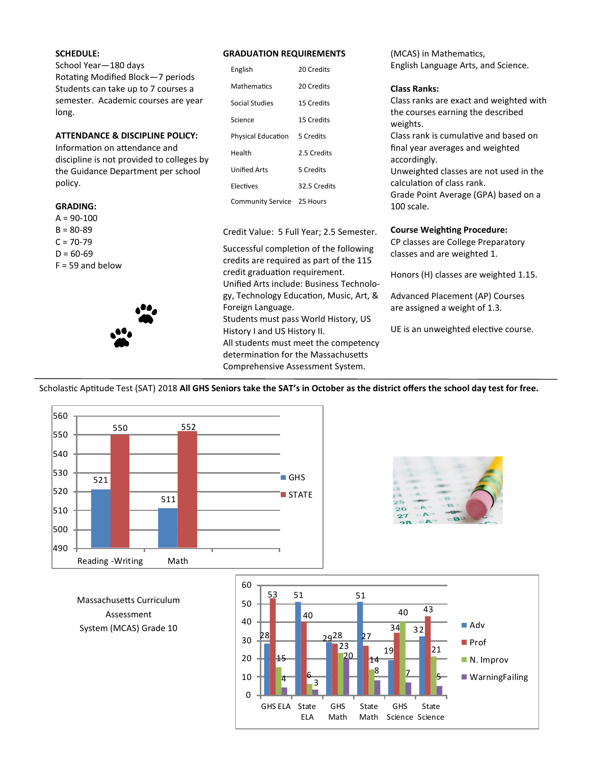**SCHEDULE:**

School Year—180 days
Rotating Modified Block—7 periods
Students can take up to 7 courses a semester. Academic courses are year long.

**ATTENDANCE & DISCIPLINE POLICY:**

Information on attendance and discipline is not provided to colleges by the Guidance Department per school policy.

**GRADING:**

A = 90-100
B = 80-89
C = 70-79
D = 60-69
F = 59 and below

**GRADUATION REQUIREMENTS**

| | |
|---|---|
| English | 20 Credits |
| Mathematics | 20 Credits |
| Social Studies | 15 Credits |
| Science | 15 Credits |
| Physical Education | 5 Credits |
| Health | 2.5 Credits |
| Unified Arts | 5 Credits |
| Electives | 32.5 Credits |
| Community Service | 25 Hours |

Credit Value: 5 Full Year; 2.5 Semester.

Successful completion of the following credits are required as part of the 115 credit graduation requirement.
Unified Arts include: Business Technology, Technology Education, Music, Art, & Foreign Language.
Students must pass World History, US History I and US History II.
All students must meet the competency determination for the Massachusetts Comprehensive Assessment System. (MCAS) in Mathematics, English Language Arts, and Science.

**Class Ranks:**

Class ranks are exact and weighted with the courses earning the described weights.
Class rank is cumulative and based on final year averages and weighted accordingly.
Unweighted classes are not used in the calculation of class rank.
Grade Point Average (GPA) based on a 100 scale.

**Course Weighting Procedure:**

CP classes are College Preparatory classes and are weighted 1.

Honors (H) classes are weighted 1.15.

Advanced Placement (AP) Courses are assigned a weight of 1.3.

UE is an unweighted elective course.

---

Scholastic Aptitude Test (SAT) 2018 **All GHS Seniors take the SAT's in October as the district offers the school day test for free.**

560
550
540
530
520
510
500
490

Reading -Writing: 521, 550
Math: 511, 552

GHS
STATE

Massachusetts Curriculum Assessment System (MCAS) Grade 10

60
50
40
30
20
10
0

GHS ELA: 28, 53, 15, 4
State ELA: 51, 40, 6, 3
GHS Math: 29, 28, 23, 20
State Math: 51, 27, 14, 8
GHS Science: 19, 34, 40, 7
State Science: 32, 43, 21, 5

Adv
Prof
N. Improv
WarningFailing